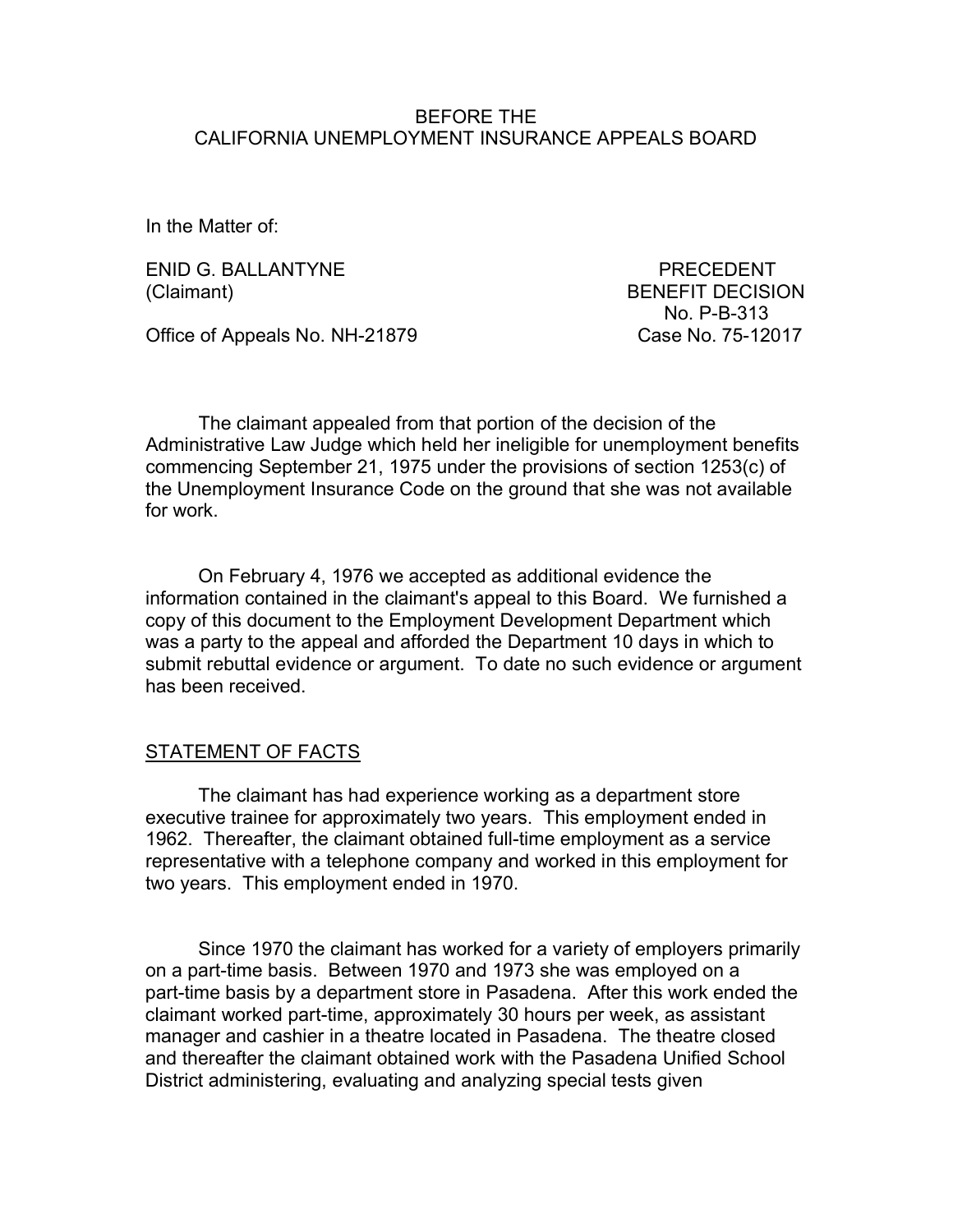BEFORE THE
CALIFORNIA UNEMPLOYMENT INSURANCE APPEALS BOARD

In the Matter of:

ENID G. BALLANTYNE
(Claimant)

PRECEDENT
BENEFIT DECISION
No. P-B-313

Office of Appeals No. NH-21879

Case No. 75-12017

The claimant appealed from that portion of the decision of the Administrative Law Judge which held her ineligible for unemployment benefits commencing September 21, 1975 under the provisions of section 1253(c) of the Unemployment Insurance Code on the ground that she was not available for work.

On February 4, 1976 we accepted as additional evidence the information contained in the claimant's appeal to this Board. We furnished a copy of this document to the Employment Development Department which was a party to the appeal and afforded the Department 10 days in which to submit rebuttal evidence or argument. To date no such evidence or argument has been received.

## STATEMENT OF FACTS

The claimant has had experience working as a department store executive trainee for approximately two years. This employment ended in 1962. Thereafter, the claimant obtained full-time employment as a service representative with a telephone company and worked in this employment for two years. This employment ended in 1970.

Since 1970 the claimant has worked for a variety of employers primarily on a part-time basis. Between 1970 and 1973 she was employed on a part-time basis by a department store in Pasadena. After this work ended the claimant worked part-time, approximately 30 hours per week, as assistant manager and cashier in a theatre located in Pasadena. The theatre closed and thereafter the claimant obtained work with the Pasadena Unified School District administering, evaluating and analyzing special tests given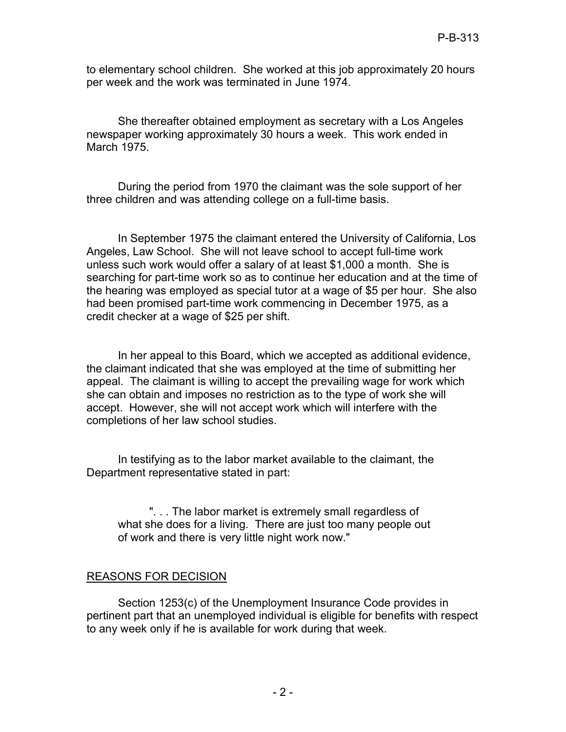to elementary school children. She worked at this job approximately 20 hours per week and the work was terminated in June 1974.

She thereafter obtained employment as secretary with a Los Angeles newspaper working approximately 30 hours a week. This work ended in March 1975.

During the period from 1970 the claimant was the sole support of her three children and was attending college on a full-time basis.

In September 1975 the claimant entered the University of California, Los Angeles, Law School. She will not leave school to accept full-time work unless such work would offer a salary of at least $1,000 a month. She is searching for part-time work so as to continue her education and at the time of the hearing was employed as special tutor at a wage of $5 per hour. She also had been promised part-time work commencing in December 1975, as a credit checker at a wage of $25 per shift.

In her appeal to this Board, which we accepted as additional evidence, the claimant indicated that she was employed at the time of submitting her appeal. The claimant is willing to accept the prevailing wage for work which she can obtain and imposes no restriction as to the type of work she will accept. However, she will not accept work which will interfere with the completions of her law school studies.

In testifying as to the labor market available to the claimant, the Department representative stated in part:

> ". . . The labor market is extremely small regardless of what she does for a living. There are just too many people out of work and there is very little night work now."

## REASONS FOR DECISION

Section 1253(c) of the Unemployment Insurance Code provides in pertinent part that an unemployed individual is eligible for benefits with respect to any week only if he is available for work during that week.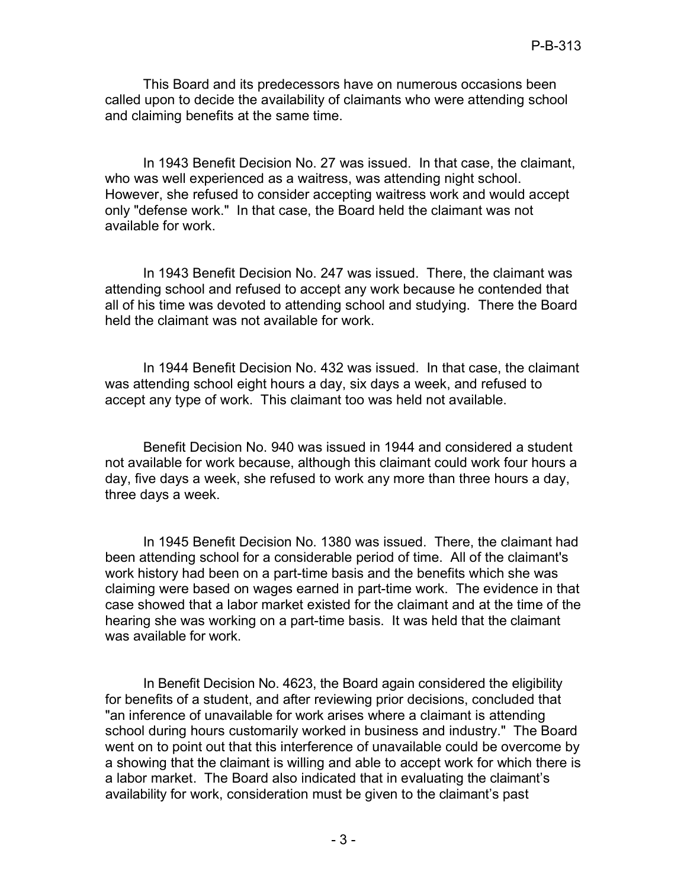This Board and its predecessors have on numerous occasions been called upon to decide the availability of claimants who were attending school and claiming benefits at the same time.

In 1943 Benefit Decision No. 27 was issued. In that case, the claimant, who was well experienced as a waitress, was attending night school. However, she refused to consider accepting waitress work and would accept only "defense work." In that case, the Board held the claimant was not available for work.

In 1943 Benefit Decision No. 247 was issued. There, the claimant was attending school and refused to accept any work because he contended that all of his time was devoted to attending school and studying. There the Board held the claimant was not available for work.

In 1944 Benefit Decision No. 432 was issued. In that case, the claimant was attending school eight hours a day, six days a week, and refused to accept any type of work. This claimant too was held not available.

Benefit Decision No. 940 was issued in 1944 and considered a student not available for work because, although this claimant could work four hours a day, five days a week, she refused to work any more than three hours a day, three days a week.

In 1945 Benefit Decision No. 1380 was issued. There, the claimant had been attending school for a considerable period of time. All of the claimant's work history had been on a part-time basis and the benefits which she was claiming were based on wages earned in part-time work. The evidence in that case showed that a labor market existed for the claimant and at the time of the hearing she was working on a part-time basis. It was held that the claimant was available for work.

In Benefit Decision No. 4623, the Board again considered the eligibility for benefits of a student, and after reviewing prior decisions, concluded that "an inference of unavailable for work arises where a claimant is attending school during hours customarily worked in business and industry." The Board went on to point out that this interference of unavailable could be overcome by a showing that the claimant is willing and able to accept work for which there is a labor market. The Board also indicated that in evaluating the claimant's availability for work, consideration must be given to the claimant's past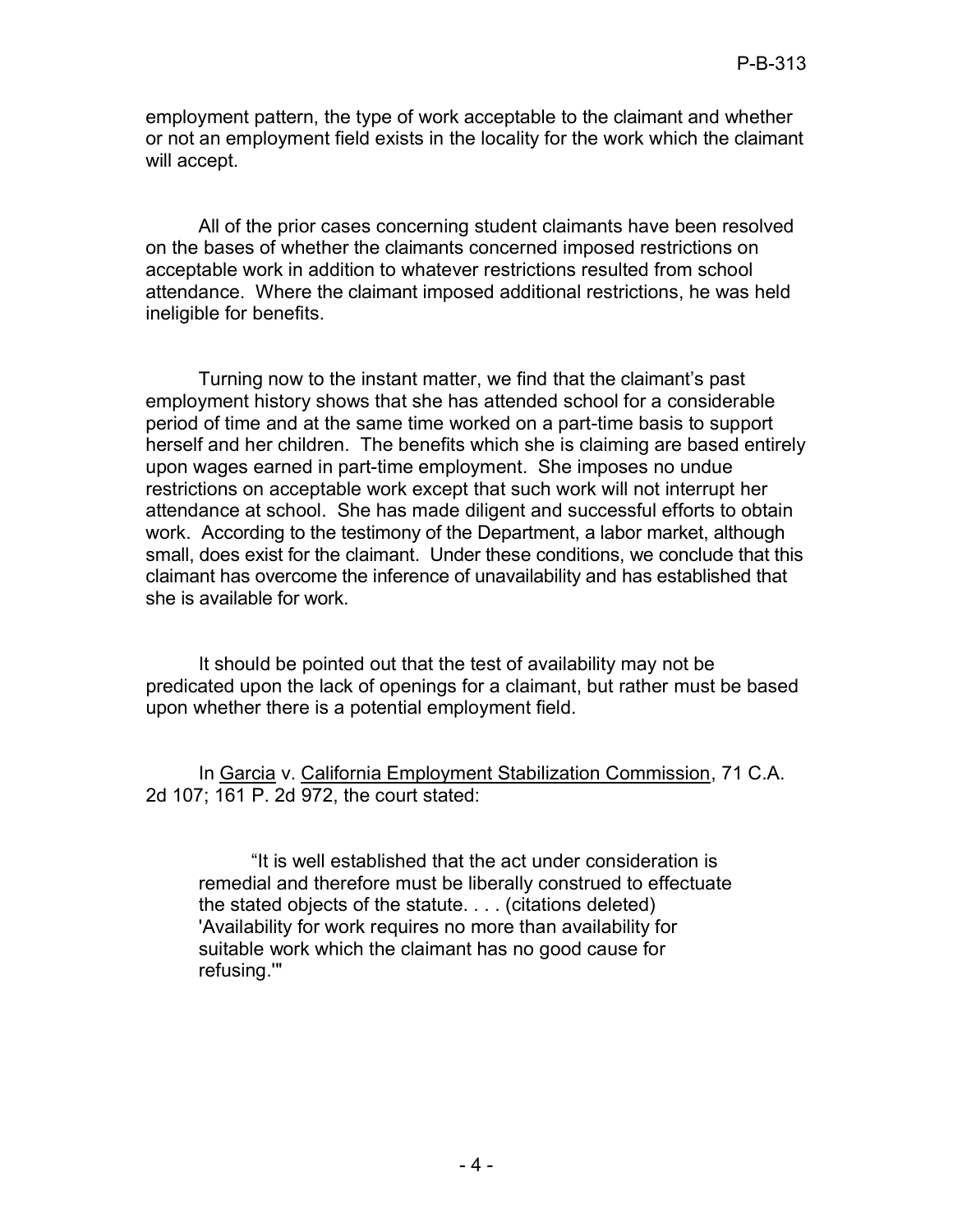employment pattern, the type of work acceptable to the claimant and whether or not an employment field exists in the locality for the work which the claimant will accept.

All of the prior cases concerning student claimants have been resolved on the bases of whether the claimants concerned imposed restrictions on acceptable work in addition to whatever restrictions resulted from school attendance. Where the claimant imposed additional restrictions, he was held ineligible for benefits.

Turning now to the instant matter, we find that the claimant's past employment history shows that she has attended school for a considerable period of time and at the same time worked on a part-time basis to support herself and her children. The benefits which she is claiming are based entirely upon wages earned in part-time employment. She imposes no undue restrictions on acceptable work except that such work will not interrupt her attendance at school. She has made diligent and successful efforts to obtain work. According to the testimony of the Department, a labor market, although small, does exist for the claimant. Under these conditions, we conclude that this claimant has overcome the inference of unavailability and has established that she is available for work.

It should be pointed out that the test of availability may not be predicated upon the lack of openings for a claimant, but rather must be based upon whether there is a potential employment field.

In Garcia v. California Employment Stabilization Commission, 71 C.A. 2d 107; 161 P. 2d 972, the court stated:

> "It is well established that the act under consideration is remedial and therefore must be liberally construed to effectuate the stated objects of the statute. . . . (citations deleted) 'Availability for work requires no more than availability for suitable work which the claimant has no good cause for refusing.'"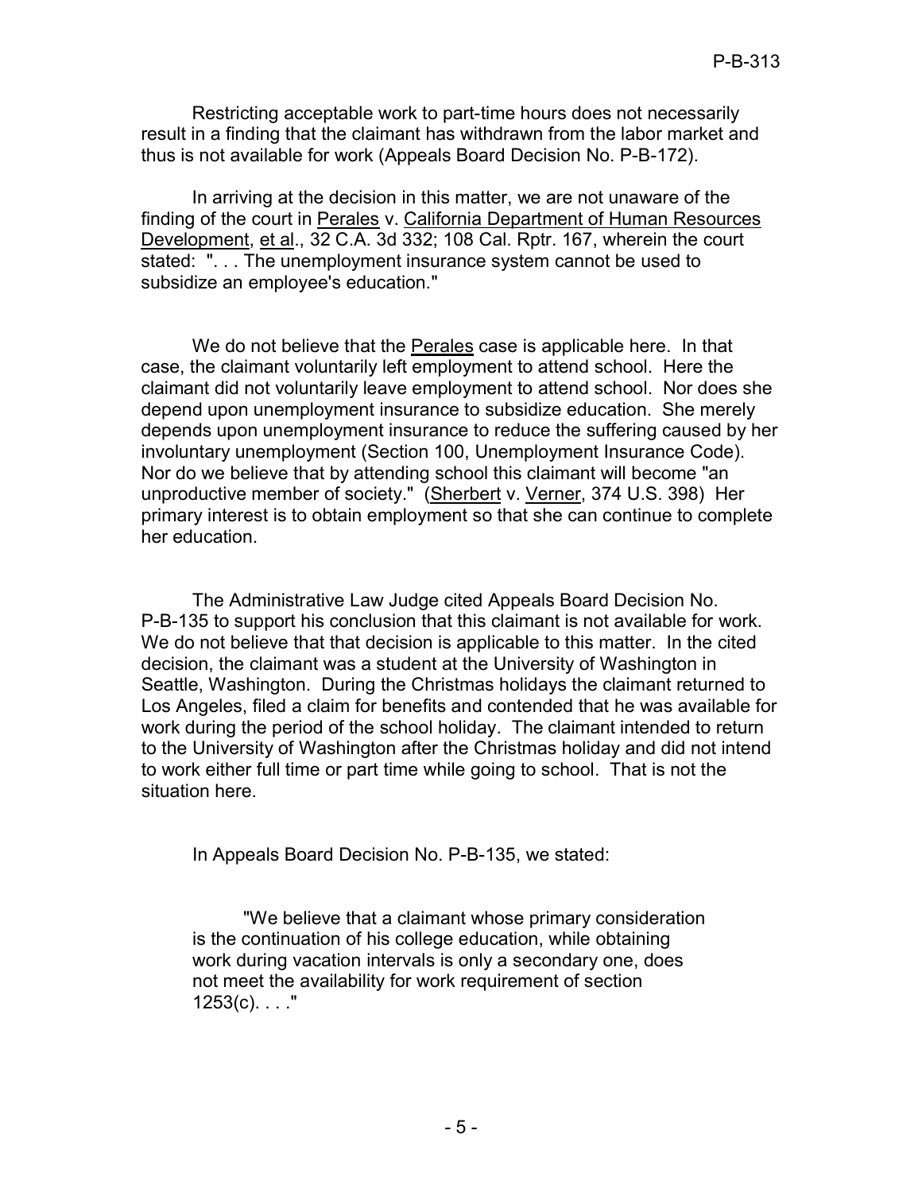Restricting acceptable work to part-time hours does not necessarily result in a finding that the claimant has withdrawn from the labor market and thus is not available for work (Appeals Board Decision No. P-B-172).

In arriving at the decision in this matter, we are not unaware of the finding of the court in Perales v. California Department of Human Resources Development, et al., 32 C.A. 3d 332; 108 Cal. Rptr. 167, wherein the court stated: ". . . The unemployment insurance system cannot be used to subsidize an employee's education."

We do not believe that the Perales case is applicable here. In that case, the claimant voluntarily left employment to attend school. Here the claimant did not voluntarily leave employment to attend school. Nor does she depend upon unemployment insurance to subsidize education. She merely depends upon unemployment insurance to reduce the suffering caused by her involuntary unemployment (Section 100, Unemployment Insurance Code). Nor do we believe that by attending school this claimant will become "an unproductive member of society." (Sherbert v. Verner, 374 U.S. 398) Her primary interest is to obtain employment so that she can continue to complete her education.

The Administrative Law Judge cited Appeals Board Decision No. P-B-135 to support his conclusion that this claimant is not available for work. We do not believe that that decision is applicable to this matter. In the cited decision, the claimant was a student at the University of Washington in Seattle, Washington. During the Christmas holidays the claimant returned to Los Angeles, filed a claim for benefits and contended that he was available for work during the period of the school holiday. The claimant intended to return to the University of Washington after the Christmas holiday and did not intend to work either full time or part time while going to school. That is not the situation here.

In Appeals Board Decision No. P-B-135, we stated:

> "We believe that a claimant whose primary consideration is the continuation of his college education, while obtaining work during vacation intervals is only a secondary one, does not meet the availability for work requirement of section 1253(c). . . ."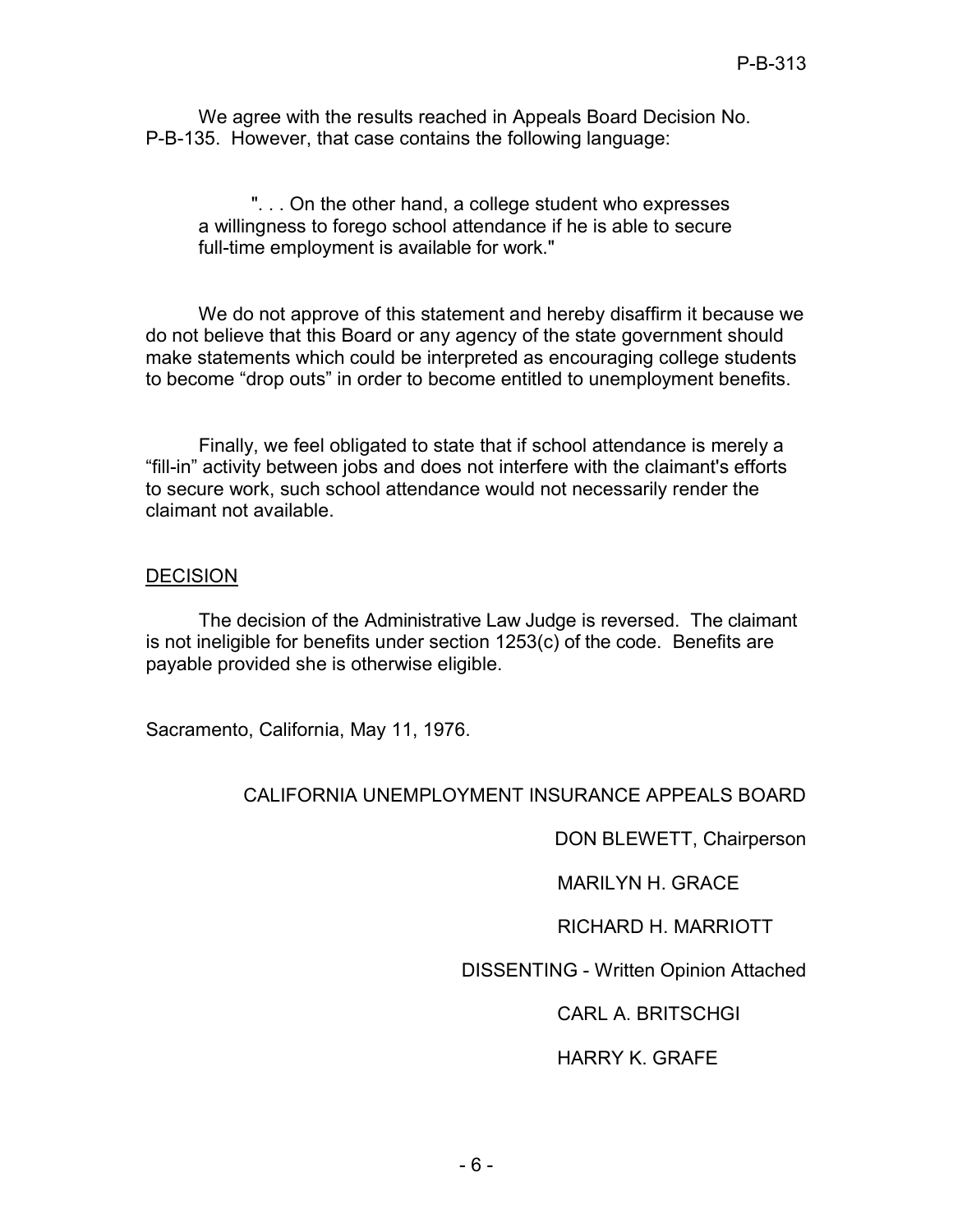We agree with the results reached in Appeals Board Decision No. P-B-135. However, that case contains the following language:

> ". . . On the other hand, a college student who expresses a willingness to forego school attendance if he is able to secure full-time employment is available for work."

We do not approve of this statement and hereby disaffirm it because we do not believe that this Board or any agency of the state government should make statements which could be interpreted as encouraging college students to become "drop outs" in order to become entitled to unemployment benefits.

Finally, we feel obligated to state that if school attendance is merely a "fill-in" activity between jobs and does not interfere with the claimant's efforts to secure work, such school attendance would not necessarily render the claimant not available.

## DECISION

The decision of the Administrative Law Judge is reversed. The claimant is not ineligible for benefits under section 1253(c) of the code. Benefits are payable provided she is otherwise eligible.

Sacramento, California, May 11, 1976.

CALIFORNIA UNEMPLOYMENT INSURANCE APPEALS BOARD

DON BLEWETT, Chairperson

MARILYN H. GRACE

RICHARD H. MARRIOTT

DISSENTING - Written Opinion Attached

CARL A. BRITSCHGI

HARRY K. GRAFE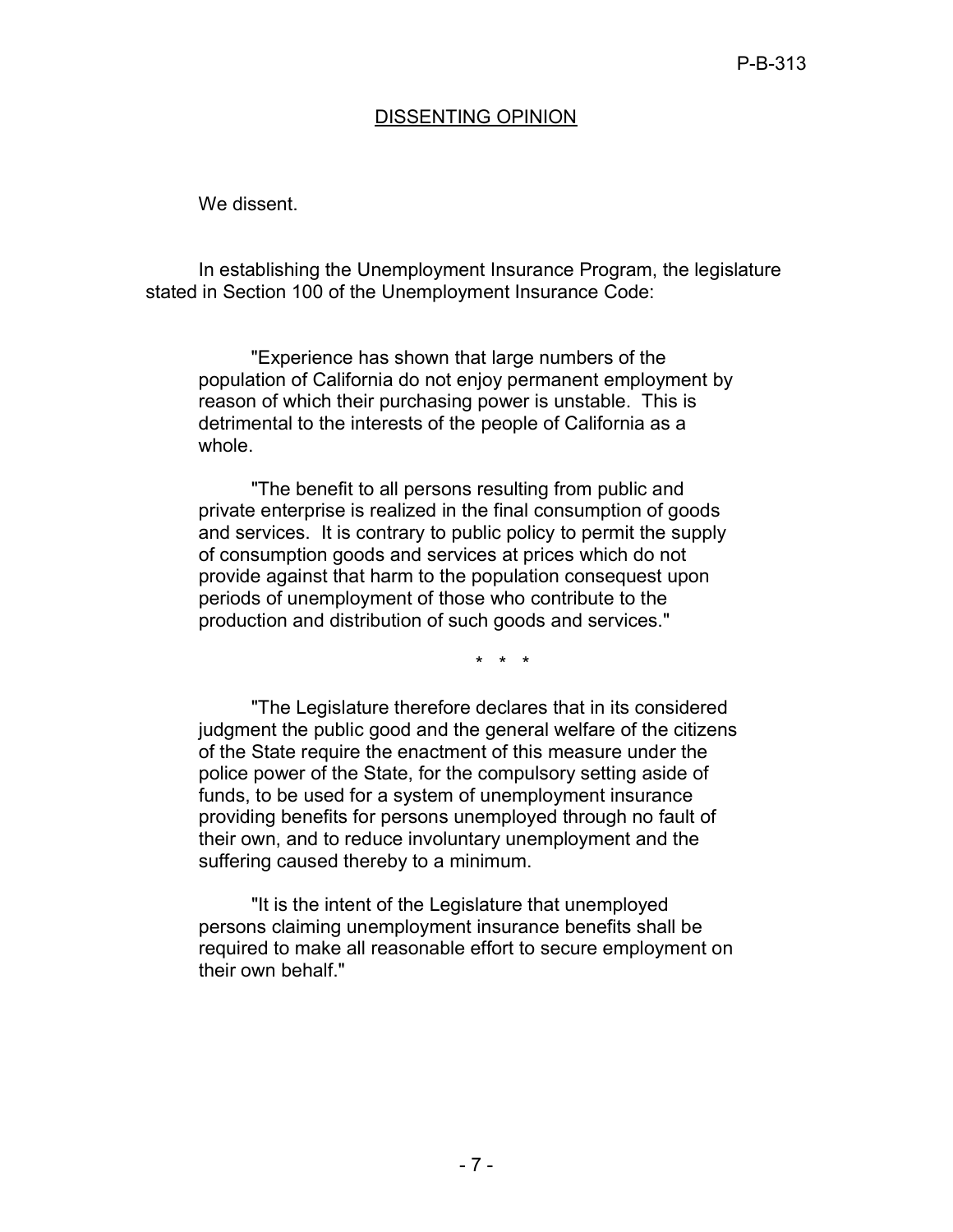## DISSENTING OPINION

We dissent.

In establishing the Unemployment Insurance Program, the legislature stated in Section 100 of the Unemployment Insurance Code:

> "Experience has shown that large numbers of the population of California do not enjoy permanent employment by reason of which their purchasing power is unstable. This is detrimental to the interests of the people of California as a whole.
>
> "The benefit to all persons resulting from public and private enterprise is realized in the final consumption of goods and services. It is contrary to public policy to permit the supply of consumption goods and services at prices which do not provide against that harm to the population consequest upon periods of unemployment of those who contribute to the production and distribution of such goods and services."
>
> \* \* \*
>
> "The Legislature therefore declares that in its considered judgment the public good and the general welfare of the citizens of the State require the enactment of this measure under the police power of the State, for the compulsory setting aside of funds, to be used for a system of unemployment insurance providing benefits for persons unemployed through no fault of their own, and to reduce involuntary unemployment and the suffering caused thereby to a minimum.
>
> "It is the intent of the Legislature that unemployed persons claiming unemployment insurance benefits shall be required to make all reasonable effort to secure employment on their own behalf."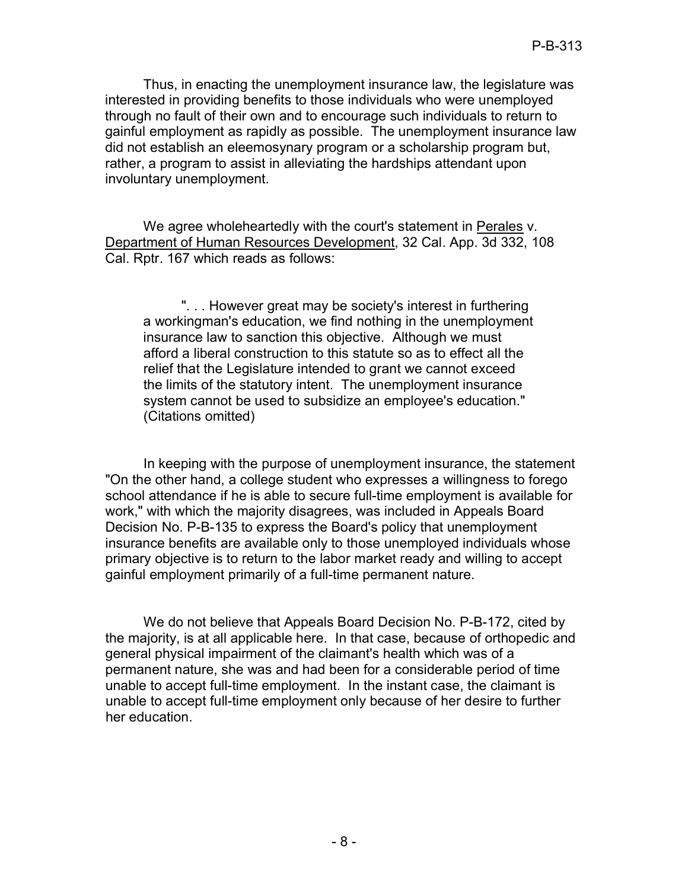Thus, in enacting the unemployment insurance law, the legislature was interested in providing benefits to those individuals who were unemployed through no fault of their own and to encourage such individuals to return to gainful employment as rapidly as possible. The unemployment insurance law did not establish an eleemosynary program or a scholarship program but, rather, a program to assist in alleviating the hardships attendant upon involuntary unemployment.

We agree wholeheartedly with the court's statement in Perales v. Department of Human Resources Development, 32 Cal. App. 3d 332, 108 Cal. Rptr. 167 which reads as follows:

> ". . . However great may be society's interest in furthering a workingman's education, we find nothing in the unemployment insurance law to sanction this objective. Although we must afford a liberal construction to this statute so as to effect all the relief that the Legislature intended to grant we cannot exceed the limits of the statutory intent. The unemployment insurance system cannot be used to subsidize an employee's education." (Citations omitted)

In keeping with the purpose of unemployment insurance, the statement "On the other hand, a college student who expresses a willingness to forego school attendance if he is able to secure full-time employment is available for work," with which the majority disagrees, was included in Appeals Board Decision No. P-B-135 to express the Board's policy that unemployment insurance benefits are available only to those unemployed individuals whose primary objective is to return to the labor market ready and willing to accept gainful employment primarily of a full-time permanent nature.

We do not believe that Appeals Board Decision No. P-B-172, cited by the majority, is at all applicable here. In that case, because of orthopedic and general physical impairment of the claimant's health which was of a permanent nature, she was and had been for a considerable period of time unable to accept full-time employment. In the instant case, the claimant is unable to accept full-time employment only because of her desire to further her education.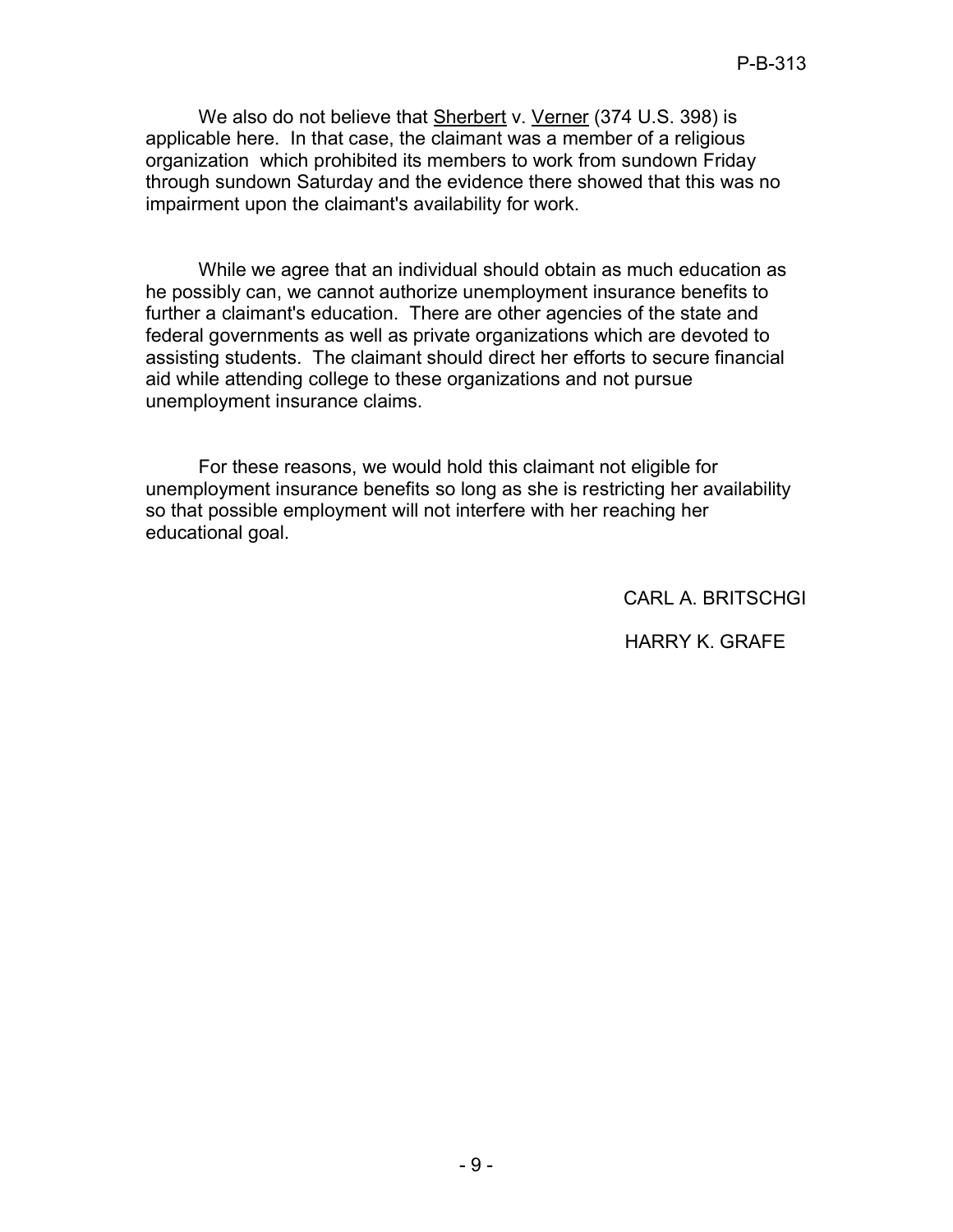We also do not believe that Sherbert v. Verner (374 U.S. 398) is applicable here. In that case, the claimant was a member of a religious organization which prohibited its members to work from sundown Friday through sundown Saturday and the evidence there showed that this was no impairment upon the claimant's availability for work.

While we agree that an individual should obtain as much education as he possibly can, we cannot authorize unemployment insurance benefits to further a claimant's education. There are other agencies of the state and federal governments as well as private organizations which are devoted to assisting students. The claimant should direct her efforts to secure financial aid while attending college to these organizations and not pursue unemployment insurance claims.

For these reasons, we would hold this claimant not eligible for unemployment insurance benefits so long as she is restricting her availability so that possible employment will not interfere with her reaching her educational goal.

CARL A. BRITSCHGI

HARRY K. GRAFE